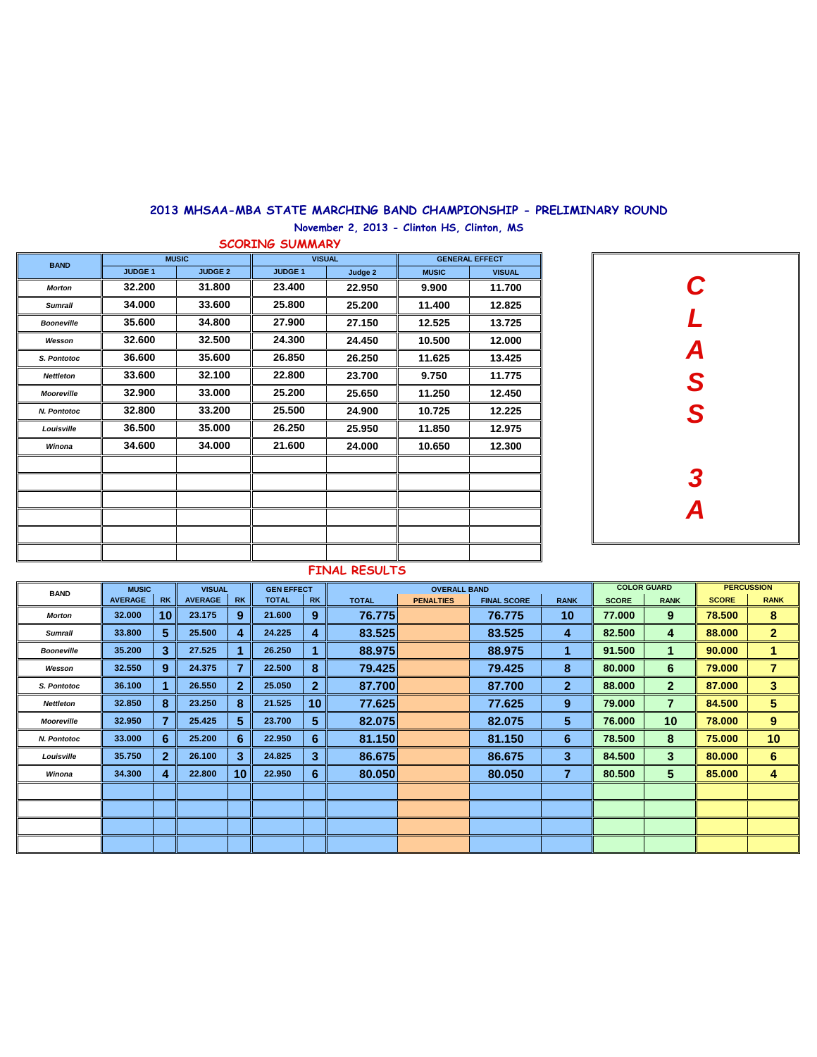# 2013 MHSAA-MBA STATE MARCHING BAND CHAMPIONSHIP - PRELIMINARY ROUND

November 2, 2013 - Clinton HS, Clinton, MS

## SCORING SUMMARY

**CLASS 3A**

| BAND | MUSIC | | VISUAL | | GENERAL EFFECT | |
|---|---|---|---|---|---|---|
| | JUDGE 1 | JUDGE 2 | JUDGE 1 | Judge 2 | MUSIC | VISUAL |
| *Morton* | 32.200 | 31.800 | 23.400 | 22.950 | 9.900 | 11.700 |
| *Sumrall* | 34.000 | 33.600 | 25.800 | 25.200 | 11.400 | 12.825 |
| *Booneville* | 35.600 | 34.800 | 27.900 | 27.150 | 12.525 | 13.725 |
| *Wesson* | 32.600 | 32.500 | 24.300 | 24.450 | 10.500 | 12.000 |
| *S. Pontotoc* | 36.600 | 35.600 | 26.850 | 26.250 | 11.625 | 13.425 |
| *Nettleton* | 33.600 | 32.100 | 22.800 | 23.700 | 9.750 | 11.775 |
| *Mooreville* | 32.900 | 33.000 | 25.200 | 25.650 | 11.250 | 12.450 |
| *N. Pontotoc* | 32.800 | 33.200 | 25.500 | 24.900 | 10.725 | 12.225 |
| *Louisville* | 36.500 | 35.000 | 26.250 | 25.950 | 11.850 | 12.975 |
| *Winona* | 34.600 | 34.000 | 21.600 | 24.000 | 10.650 | 12.300 |

## FINAL RESULTS

| BAND | MUSIC | | VISUAL | | GEN EFFECT | | OVERALL BAND | | | | COLOR GUARD | | PERCUSSION | |
|---|---|---|---|---|---|---|---|---|---|---|---|---|---|---|
| | AVERAGE | RK | AVERAGE | RK | TOTAL | RK | TOTAL | PENALTIES | FINAL SCORE | RANK | SCORE | RANK | SCORE | RANK |
| *Morton* | 32.000 | 10 | 23.175 | 9 | 21.600 | 9 | 76.775 | | 76.775 | 10 | 77.000 | 9 | 78.500 | 8 |
| *Sumrall* | 33.800 | 5 | 25.500 | 4 | 24.225 | 4 | 83.525 | | 83.525 | 4 | 82.500 | 4 | 88.000 | 2 |
| *Booneville* | 35.200 | 3 | 27.525 | 1 | 26.250 | 1 | 88.975 | | 88.975 | 1 | 91.500 | 1 | 90.000 | 1 |
| *Wesson* | 32.550 | 9 | 24.375 | 7 | 22.500 | 8 | 79.425 | | 79.425 | 8 | 80.000 | 6 | 79.000 | 7 |
| *S. Pontotoc* | 36.100 | 1 | 26.550 | 2 | 25.050 | 2 | 87.700 | | 87.700 | 2 | 88.000 | 2 | 87.000 | 3 |
| *Nettleton* | 32.850 | 8 | 23.250 | 8 | 21.525 | 10 | 77.625 | | 77.625 | 9 | 79.000 | 7 | 84.500 | 5 |
| *Mooreville* | 32.950 | 7 | 25.425 | 5 | 23.700 | 5 | 82.075 | | 82.075 | 5 | 76.000 | 10 | 78.000 | 9 |
| *N. Pontotoc* | 33.000 | 6 | 25.200 | 6 | 22.950 | 6 | 81.150 | | 81.150 | 6 | 78.500 | 8 | 75.000 | 10 |
| *Louisville* | 35.750 | 2 | 26.100 | 3 | 24.825 | 3 | 86.675 | | 86.675 | 3 | 84.500 | 3 | 80.000 | 6 |
| *Winona* | 34.300 | 4 | 22.800 | 10 | 22.950 | 6 | 80.050 | | 80.050 | 7 | 80.500 | 5 | 85.000 | 4 |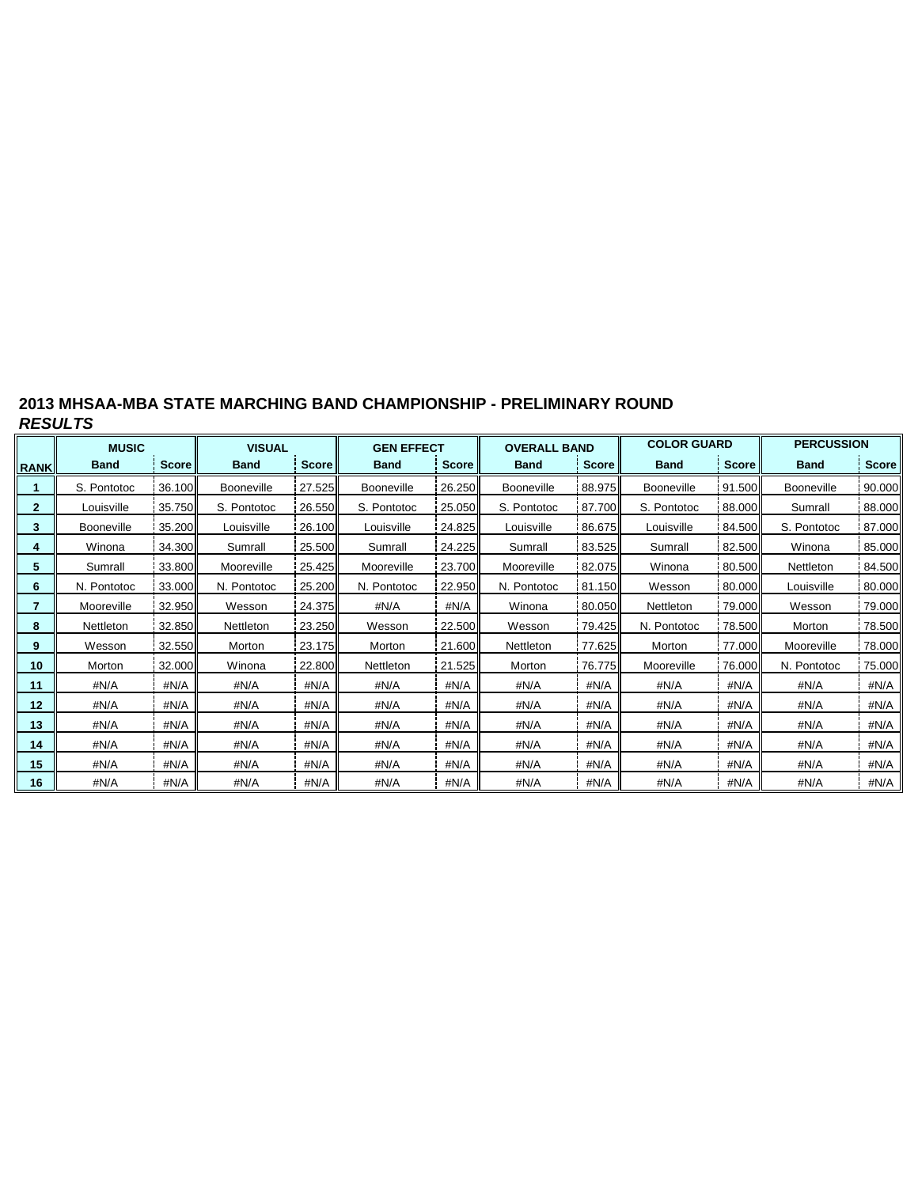## 2013 MHSAA-MBA STATE MARCHING BAND CHAMPIONSHIP - PRELIMINARY ROUND

### *RESULTS*

| | MUSIC | | VISUAL | | GEN EFFECT | | OVERALL BAND | | COLOR GUARD | | PERCUSSION | |
|---|---|---|---|---|---|---|---|---|---|---|---|---|
| **RANK** | **Band** | **Score** | **Band** | **Score** | **Band** | **Score** | **Band** | **Score** | **Band** | **Score** | **Band** | **Score** |
| **1** | S. Pontotoc | 36.100 | Booneville | 27.525 | Booneville | 26.250 | Booneville | 88.975 | Booneville | 91.500 | Booneville | 90.000 |
| **2** | Louisville | 35.750 | S. Pontotoc | 26.550 | S. Pontotoc | 25.050 | S. Pontotoc | 87.700 | S. Pontotoc | 88.000 | Sumrall | 88.000 |
| **3** | Booneville | 35.200 | Louisville | 26.100 | Louisville | 24.825 | Louisville | 86.675 | Louisville | 84.500 | S. Pontotoc | 87.000 |
| **4** | Winona | 34.300 | Sumrall | 25.500 | Sumrall | 24.225 | Sumrall | 83.525 | Sumrall | 82.500 | Winona | 85.000 |
| **5** | Sumrall | 33.800 | Mooreville | 25.425 | Mooreville | 23.700 | Mooreville | 82.075 | Winona | 80.500 | Nettleton | 84.500 |
| **6** | N. Pontotoc | 33.000 | N. Pontotoc | 25.200 | N. Pontotoc | 22.950 | N. Pontotoc | 81.150 | Wesson | 80.000 | Louisville | 80.000 |
| **7** | Mooreville | 32.950 | Wesson | 24.375 | #N/A | #N/A | Winona | 80.050 | Nettleton | 79.000 | Wesson | 79.000 |
| **8** | Nettleton | 32.850 | Nettleton | 23.250 | Wesson | 22.500 | Wesson | 79.425 | N. Pontotoc | 78.500 | Morton | 78.500 |
| **9** | Wesson | 32.550 | Morton | 23.175 | Morton | 21.600 | Nettleton | 77.625 | Morton | 77.000 | Mooreville | 78.000 |
| **10** | Morton | 32.000 | Winona | 22.800 | Nettleton | 21.525 | Morton | 76.775 | Mooreville | 76.000 | N. Pontotoc | 75.000 |
| **11** | #N/A | #N/A | #N/A | #N/A | #N/A | #N/A | #N/A | #N/A | #N/A | #N/A | #N/A | #N/A |
| **12** | #N/A | #N/A | #N/A | #N/A | #N/A | #N/A | #N/A | #N/A | #N/A | #N/A | #N/A | #N/A |
| **13** | #N/A | #N/A | #N/A | #N/A | #N/A | #N/A | #N/A | #N/A | #N/A | #N/A | #N/A | #N/A |
| **14** | #N/A | #N/A | #N/A | #N/A | #N/A | #N/A | #N/A | #N/A | #N/A | #N/A | #N/A | #N/A |
| **15** | #N/A | #N/A | #N/A | #N/A | #N/A | #N/A | #N/A | #N/A | #N/A | #N/A | #N/A | #N/A |
| **16** | #N/A | #N/A | #N/A | #N/A | #N/A | #N/A | #N/A | #N/A | #N/A | #N/A | #N/A | #N/A |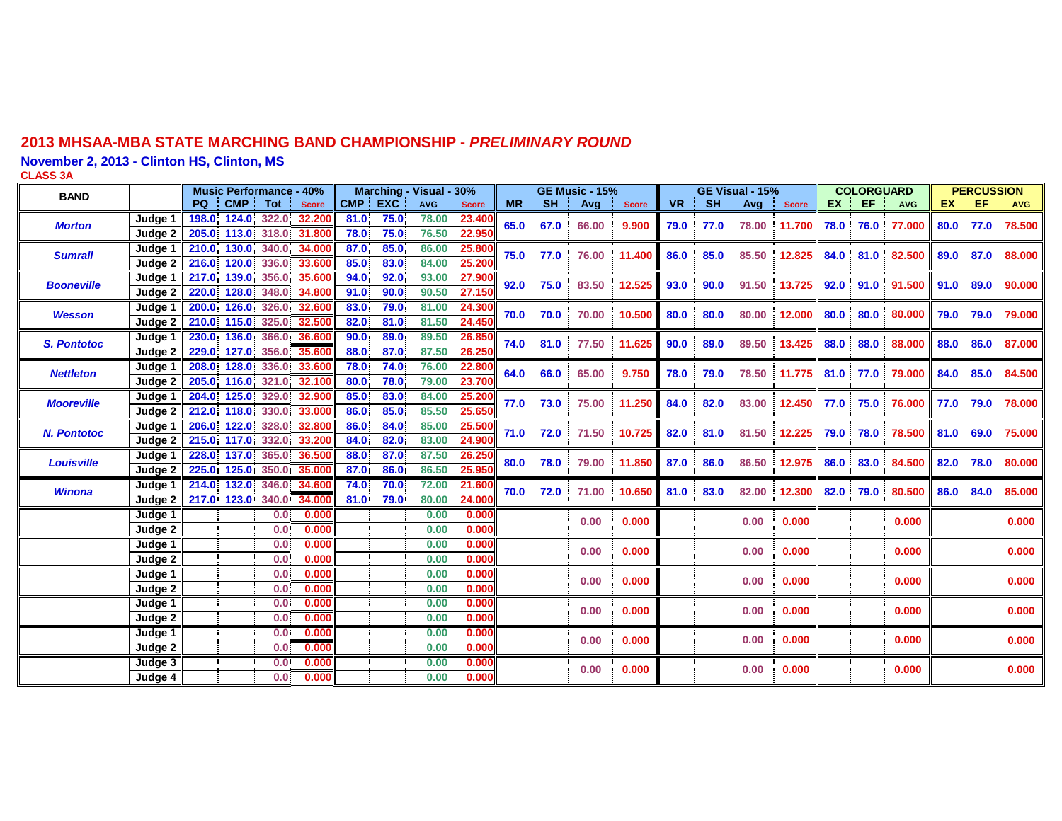# 2013 MHSAA-MBA STATE MARCHING BAND CHAMPIONSHIP - *PRELIMINARY ROUND*

## November 2, 2013 - Clinton HS, Clinton, MS

### CLASS 3A

| BAND | | Music Performance - 40% | | | | Marching - Visual - 30% | | | | GE Music - 15% | | | | GE Visual - 15% | | | | COLORGUARD | | | PERCUSSION | | |
|---|---|---|---|---|---|---|---|---|---|---|---|---|---|---|---|---|---|---|---|---|---|---|---|
| | | PQ | CMP | Tot | Score | CMP | EXC | AVG | Score | MR | SH | Avg | Score | VR | SH | Avg | Score | EX | EF | AVG | EX | EF | AVG |
| Morton | Judge 1 | 198.0 | 124.0 | 322.0 | 32.200 | 81.0 | 75.0 | 78.00 | 23.400 | 65.0 | 67.0 | 66.00 | 9.900 | 79.0 | 77.0 | 78.00 | 11.700 | 78.0 | 76.0 | 77.000 | 80.0 | 77.0 | 78.500 |
| | Judge 2 | 205.0 | 113.0 | 318.0 | 31.800 | 78.0 | 75.0 | 76.50 | 22.950 | | | | | | | | | | | | | | |
| Sumrall | Judge 1 | 210.0 | 130.0 | 340.0 | 34.000 | 87.0 | 85.0 | 86.00 | 25.800 | 75.0 | 77.0 | 76.00 | 11.400 | 86.0 | 85.0 | 85.50 | 12.825 | 84.0 | 81.0 | 82.500 | 89.0 | 87.0 | 88.000 |
| | Judge 2 | 216.0 | 120.0 | 336.0 | 33.600 | 85.0 | 83.0 | 84.00 | 25.200 | | | | | | | | | | | | | | |
| Booneville | Judge 1 | 217.0 | 139.0 | 356.0 | 35.600 | 94.0 | 92.0 | 93.00 | 27.900 | 92.0 | 75.0 | 83.50 | 12.525 | 93.0 | 90.0 | 91.50 | 13.725 | 92.0 | 91.0 | 91.500 | 91.0 | 89.0 | 90.000 |
| | Judge 2 | 220.0 | 128.0 | 348.0 | 34.800 | 91.0 | 90.0 | 90.50 | 27.150 | | | | | | | | | | | | | | |
| Wesson | Judge 1 | 200.0 | 126.0 | 326.0 | 32.600 | 83.0 | 79.0 | 81.00 | 24.300 | 70.0 | 70.0 | 70.00 | 10.500 | 80.0 | 80.0 | 80.00 | 12.000 | 80.0 | 80.0 | 80.000 | 79.0 | 79.0 | 79.000 |
| | Judge 2 | 210.0 | 115.0 | 325.0 | 32.500 | 82.0 | 81.0 | 81.50 | 24.450 | | | | | | | | | | | | | | |
| S. Pontotoc | Judge 1 | 230.0 | 136.0 | 366.0 | 36.600 | 90.0 | 89.0 | 89.50 | 26.850 | 74.0 | 81.0 | 77.50 | 11.625 | 90.0 | 89.0 | 89.50 | 13.425 | 88.0 | 88.0 | 88.000 | 88.0 | 86.0 | 87.000 |
| | Judge 2 | 229.0 | 127.0 | 356.0 | 35.600 | 88.0 | 87.0 | 87.50 | 26.250 | | | | | | | | | | | | | | |
| Nettleton | Judge 1 | 208.0 | 128.0 | 336.0 | 33.600 | 78.0 | 74.0 | 76.00 | 22.800 | 64.0 | 66.0 | 65.00 | 9.750 | 78.0 | 79.0 | 78.50 | 11.775 | 81.0 | 77.0 | 79.000 | 84.0 | 85.0 | 84.500 |
| | Judge 2 | 205.0 | 116.0 | 321.0 | 32.100 | 80.0 | 78.0 | 79.00 | 23.700 | | | | | | | | | | | | | | |
| Mooreville | Judge 1 | 204.0 | 125.0 | 329.0 | 32.900 | 85.0 | 83.0 | 84.00 | 25.200 | 77.0 | 73.0 | 75.00 | 11.250 | 84.0 | 82.0 | 83.00 | 12.450 | 77.0 | 75.0 | 76.000 | 77.0 | 79.0 | 78.000 |
| | Judge 2 | 212.0 | 118.0 | 330.0 | 33.000 | 86.0 | 85.0 | 85.50 | 25.650 | | | | | | | | | | | | | | |
| N. Pontotoc | Judge 1 | 206.0 | 122.0 | 328.0 | 32.800 | 86.0 | 84.0 | 85.00 | 25.500 | 71.0 | 72.0 | 71.50 | 10.725 | 82.0 | 81.0 | 81.50 | 12.225 | 79.0 | 78.0 | 78.500 | 81.0 | 69.0 | 75.000 |
| | Judge 2 | 215.0 | 117.0 | 332.0 | 33.200 | 84.0 | 82.0 | 83.00 | 24.900 | | | | | | | | | | | | | | |
| Louisville | Judge 1 | 228.0 | 137.0 | 365.0 | 36.500 | 88.0 | 87.0 | 87.50 | 26.250 | 80.0 | 78.0 | 79.00 | 11.850 | 87.0 | 86.0 | 86.50 | 12.975 | 86.0 | 83.0 | 84.500 | 82.0 | 78.0 | 80.000 |
| | Judge 2 | 225.0 | 125.0 | 350.0 | 35.000 | 87.0 | 86.0 | 86.50 | 25.950 | | | | | | | | | | | | | | |
| Winona | Judge 1 | 214.0 | 132.0 | 346.0 | 34.600 | 74.0 | 70.0 | 72.00 | 21.600 | 70.0 | 72.0 | 71.00 | 10.650 | 81.0 | 83.0 | 82.00 | 12.300 | 82.0 | 79.0 | 80.500 | 86.0 | 84.0 | 85.000 |
| | Judge 2 | 217.0 | 123.0 | 340.0 | 34.000 | 81.0 | 79.0 | 80.00 | 24.000 | | | | | | | | | | | | | | |
| | Judge 1 | | | 0.0 | 0.000 | | | 0.00 | 0.000 | | | 0.00 | 0.000 | | | 0.00 | 0.000 | | | 0.000 | | | 0.000 |
| | Judge 2 | | | 0.0 | 0.000 | | | 0.00 | 0.000 | | | | | | | | | | | | | | |
| | Judge 1 | | | 0.0 | 0.000 | | | 0.00 | 0.000 | | | 0.00 | 0.000 | | | 0.00 | 0.000 | | | 0.000 | | | 0.000 |
| | Judge 2 | | | 0.0 | 0.000 | | | 0.00 | 0.000 | | | | | | | | | | | | | | |
| | Judge 1 | | | 0.0 | 0.000 | | | 0.00 | 0.000 | | | 0.00 | 0.000 | | | 0.00 | 0.000 | | | 0.000 | | | 0.000 |
| | Judge 2 | | | 0.0 | 0.000 | | | 0.00 | 0.000 | | | | | | | | | | | | | | |
| | Judge 1 | | | 0.0 | 0.000 | | | 0.00 | 0.000 | | | 0.00 | 0.000 | | | 0.00 | 0.000 | | | 0.000 | | | 0.000 |
| | Judge 2 | | | 0.0 | 0.000 | | | 0.00 | 0.000 | | | | | | | | | | | | | | |
| | Judge 1 | | | 0.0 | 0.000 | | | 0.00 | 0.000 | | | 0.00 | 0.000 | | | 0.00 | 0.000 | | | 0.000 | | | 0.000 |
| | Judge 2 | | | 0.0 | 0.000 | | | 0.00 | 0.000 | | | | | | | | | | | | | | |
| | Judge 3 | | | 0.0 | 0.000 | | | 0.00 | 0.000 | | | 0.00 | 0.000 | | | 0.00 | 0.000 | | | 0.000 | | | 0.000 |
| | Judge 4 | | | 0.0 | 0.000 | | | 0.00 | 0.000 | | | | | | | | | | | | | | |